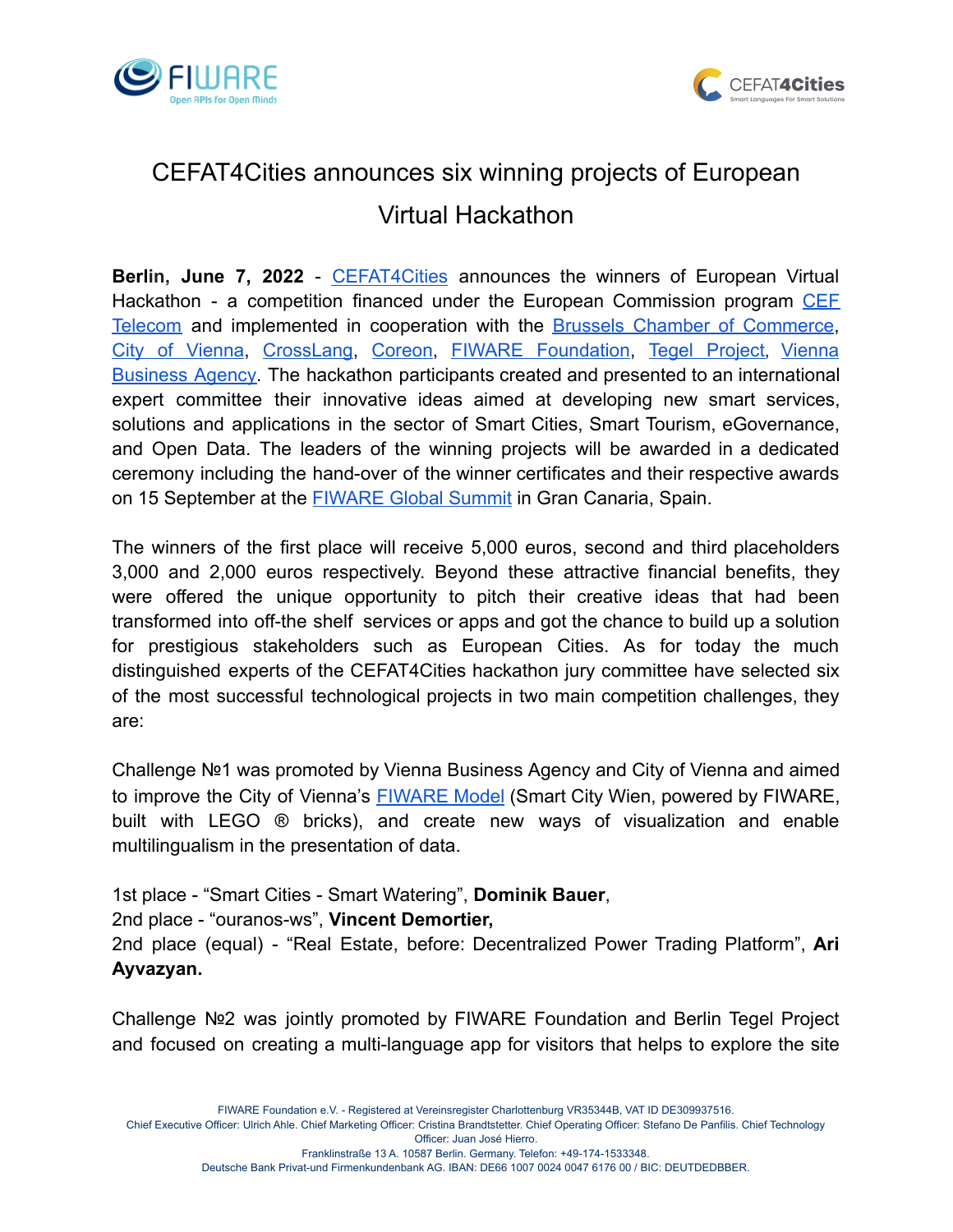# CEFAT4Cities announces six winning projects of European Virtual Hackathon

**Berlin, June 7, 2022** - CEFAT4Cities announces the winners of European Virtual Hackathon - a competition financed under the European Commission program CEF Telecom and implemented in cooperation with the Brussels Chamber of Commerce, City of Vienna, CrossLang, Coreon, FIWARE Foundation, Tegel Project, Vienna Business Agency. The hackathon participants created and presented to an international expert committee their innovative ideas aimed at developing new smart services, solutions and applications in the sector of Smart Cities, Smart Tourism, eGovernance, and Open Data. The leaders of the winning projects will be awarded in a dedicated ceremony including the hand-over of the winner certificates and their respective awards on 15 September at the FIWARE Global Summit in Gran Canaria, Spain.

The winners of the first place will receive 5,000 euros, second and third placeholders 3,000 and 2,000 euros respectively. Beyond these attractive financial benefits, they were offered the unique opportunity to pitch their creative ideas that had been transformed into off-the shelf services or apps and got the chance to build up a solution for prestigious stakeholders such as European Cities. As for today the much distinguished experts of the CEFAT4Cities hackathon jury committee have selected six of the most successful technological projects in two main competition challenges, they are:

Challenge №1 was promoted by Vienna Business Agency and City of Vienna and aimed to improve the City of Vienna's FIWARE Model (Smart City Wien, powered by FIWARE, built with LEGO ® bricks), and create new ways of visualization and enable multilingualism in the presentation of data.

1st place - "Smart Cities - Smart Watering", **Dominik Bauer**,
2nd place - "ouranos-ws", **Vincent Demortier,**
2nd place (equal) - "Real Estate, before: Decentralized Power Trading Platform", **Ari Ayvazyan.**

Challenge №2 was jointly promoted by FIWARE Foundation and Berlin Tegel Project and focused on creating a multi-language app for visitors that helps to explore the site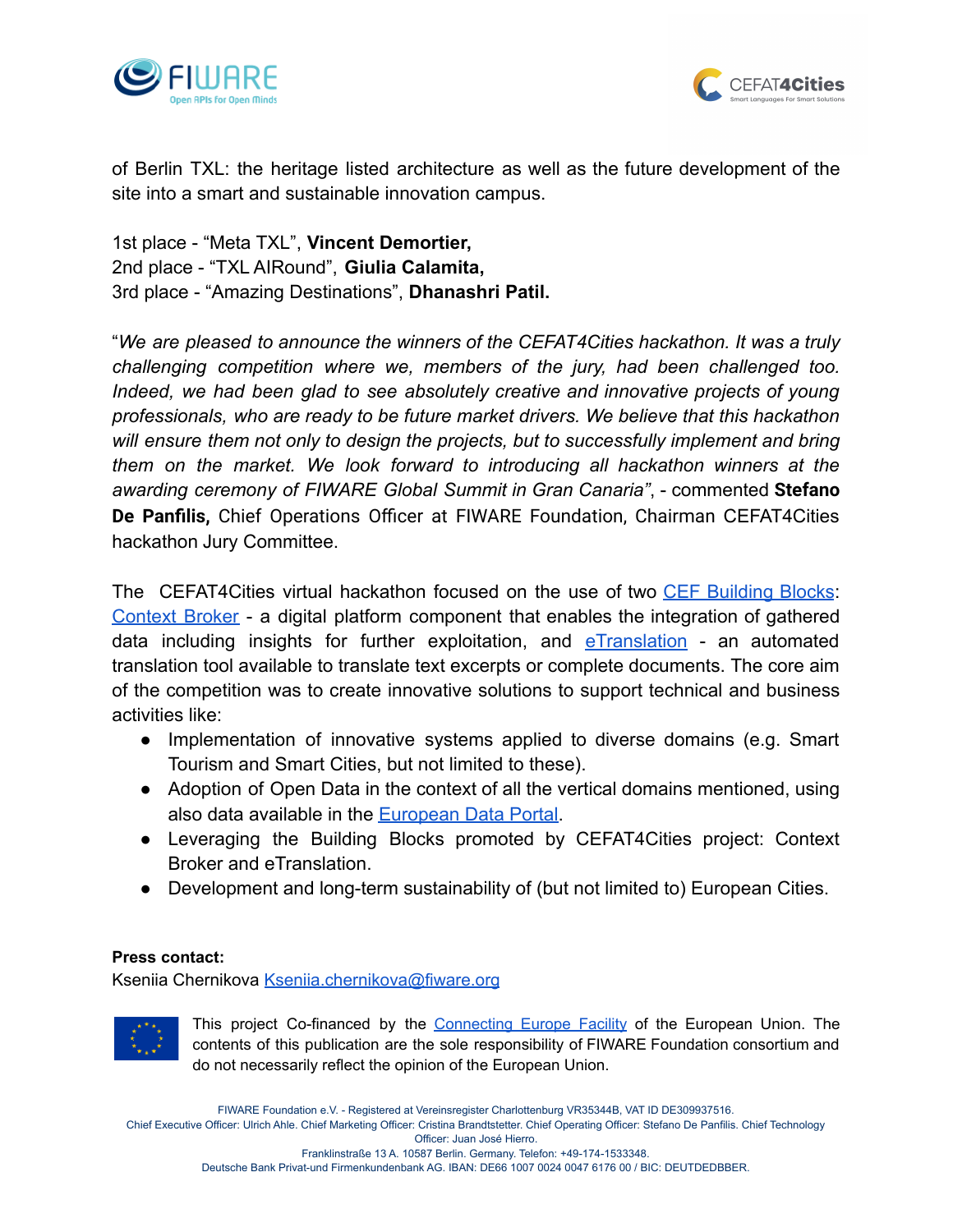of Berlin TXL: the heritage listed architecture as well as the future development of the site into a smart and sustainable innovation campus.

1st place - "Meta TXL", **Vincent Demortier,**
2nd place - "TXL AIRound", **Giulia Calamita,**
3rd place - "Amazing Destinations", **Dhanashri Patil.**

"*We are pleased to announce the winners of the CEFAT4Cities hackathon. It was a truly challenging competition where we, members of the jury, had been challenged too. Indeed, we had been glad to see absolutely creative and innovative projects of young professionals, who are ready to be future market drivers. We believe that this hackathon will ensure them not only to design the projects, but to successfully implement and bring them on the market. We look forward to introducing all hackathon winners at the awarding ceremony of FIWARE Global Summit in Gran Canaria*", - commented **Stefano De Panfilis,** Chief Operations Officer at FIWARE Foundation, Chairman CEFAT4Cities hackathon Jury Committee.

The CEFAT4Cities virtual hackathon focused on the use of two CEF Building Blocks: Context Broker - a digital platform component that enables the integration of gathered data including insights for further exploitation, and eTranslation - an automated translation tool available to translate text excerpts or complete documents. The core aim of the competition was to create innovative solutions to support technical and business activities like:

- Implementation of innovative systems applied to diverse domains (e.g. Smart Tourism and Smart Cities, but not limited to these).
- Adoption of Open Data in the context of all the vertical domains mentioned, using also data available in the European Data Portal.
- Leveraging the Building Blocks promoted by CEFAT4Cities project: Context Broker and eTranslation.
- Development and long-term sustainability of (but not limited to) European Cities.

**Press contact:**
Kseniia Chernikova Kseniia.chernikova@fiware.org

This project Co-financed by the Connecting Europe Facility of the European Union. The contents of this publication are the sole responsibility of FIWARE Foundation consortium and do not necessarily reflect the opinion of the European Union.

FIWARE Foundation e.V. - Registered at Vereinsregister Charlottenburg VR35344B, VAT ID DE309937516.
Chief Executive Officer: Ulrich Ahle. Chief Marketing Officer: Cristina Brandtstetter. Chief Operating Officer: Stefano De Panfilis. Chief Technology Officer: Juan José Hierro.
Franklinstraße 13 A. 10587 Berlin. Germany. Telefon: +49-174-1533348.
Deutsche Bank Privat-und Firmenkundenbank AG. IBAN: DE66 1007 0024 0047 6176 00 / BIC: DEUTDEDBBER.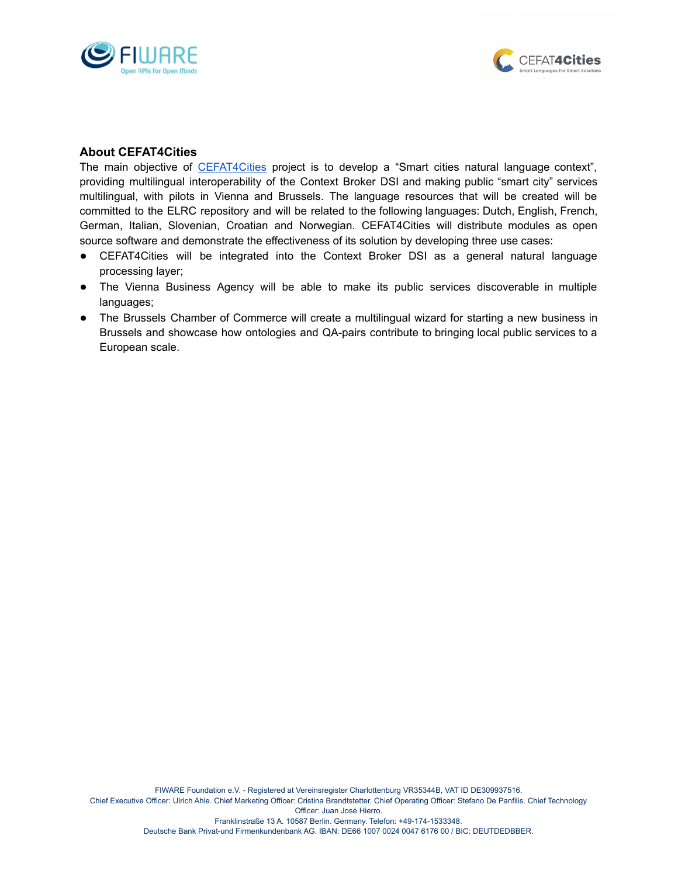### About CEFAT4Cities

The main objective of CEFAT4Cities project is to develop a “Smart cities natural language context”, providing multilingual interoperability of the Context Broker DSI and making public “smart city” services multilingual, with pilots in Vienna and Brussels. The language resources that will be created will be committed to the ELRC repository and will be related to the following languages: Dutch, English, French, German, Italian, Slovenian, Croatian and Norwegian. CEFAT4Cities will distribute modules as open source software and demonstrate the effectiveness of its solution by developing three use cases:

- CEFAT4Cities will be integrated into the Context Broker DSI as a general natural language processing layer;
- The Vienna Business Agency will be able to make its public services discoverable in multiple languages;
- The Brussels Chamber of Commerce will create a multilingual wizard for starting a new business in Brussels and showcase how ontologies and QA-pairs contribute to bringing local public services to a European scale.